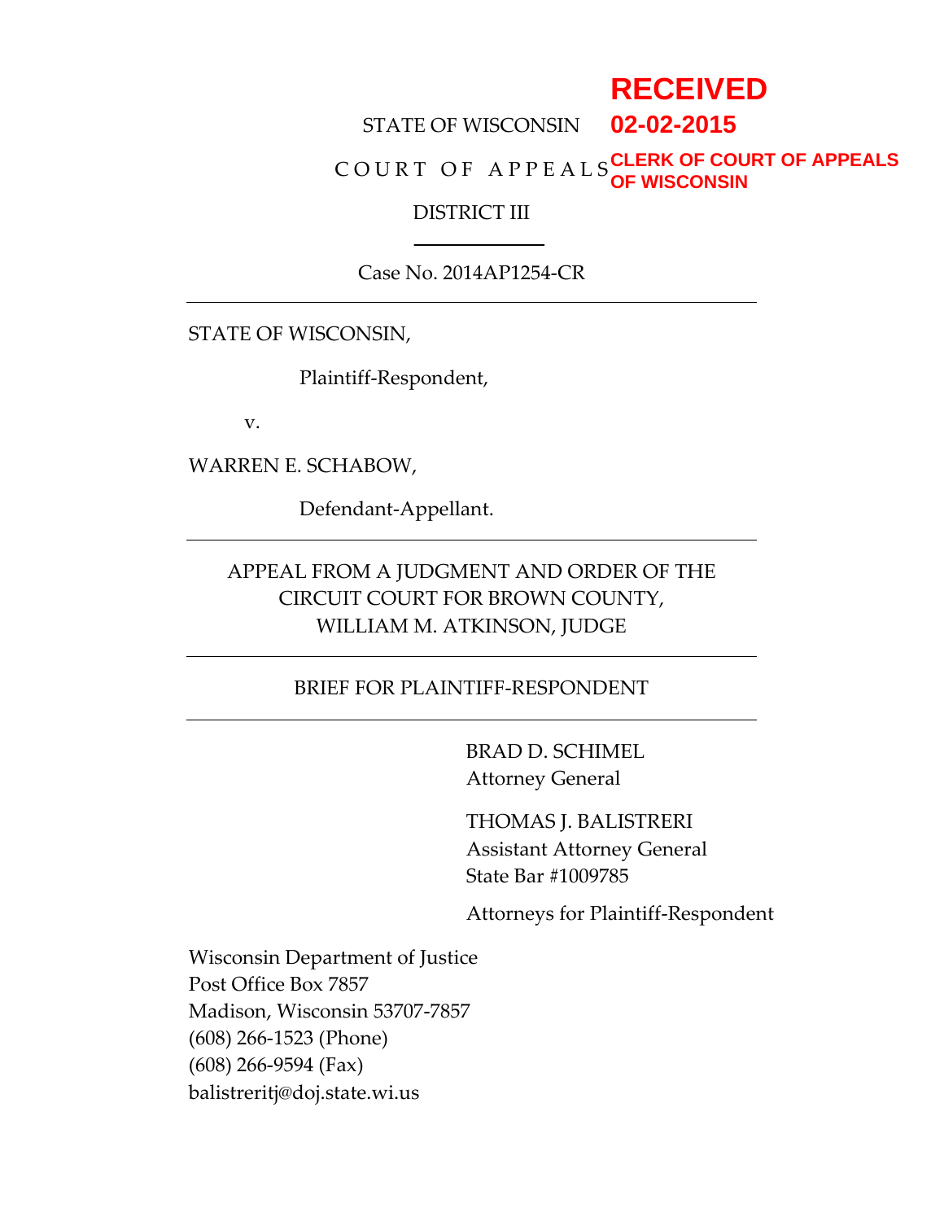RECEIVED
02-02-2015
CLERK OF COURT OF APPEALS
OF WISCONSIN

STATE OF WISCONSIN

C O U R T  O F  A P P E A L S

DISTRICT III

---

Case No. 2014AP1254-CR

---

STATE OF WISCONSIN,

Plaintiff-Respondent,

v.

WARREN E. SCHABOW,

Defendant-Appellant.

---

APPEAL FROM A JUDGMENT AND ORDER OF THE CIRCUIT COURT FOR BROWN COUNTY, WILLIAM M. ATKINSON, JUDGE

---

BRIEF FOR PLAINTIFF-RESPONDENT

---

BRAD D. SCHIMEL
Attorney General

THOMAS J. BALISTRERI
Assistant Attorney General
State Bar #1009785

Attorneys for Plaintiff-Respondent

Wisconsin Department of Justice
Post Office Box 7857
Madison, Wisconsin 53707-7857
(608) 266-1523 (Phone)
(608) 266-9594 (Fax)
balistreritj@doj.state.wi.us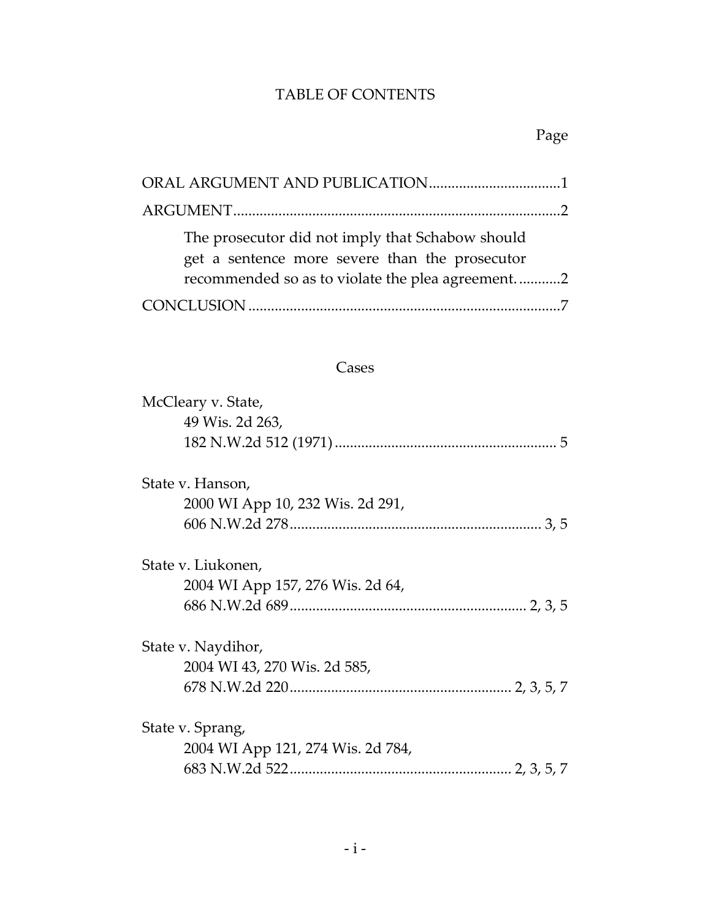# TABLE OF CONTENTS

Page

ORAL ARGUMENT AND PUBLICATION....................................1

ARGUMENT........................................................................................2

The prosecutor did not imply that Schabow should get a sentence more severe than the prosecutor recommended so as to violate the plea agreement. ...........2

CONCLUSION ....................................................................................7

## Cases

McCleary v. State,
49 Wis. 2d 263,
182 N.W.2d 512 (1971) ........................................................... 5

State v. Hanson,
2000 WI App 10, 232 Wis. 2d 291,
606 N.W.2d 278.................................................................. 3, 5

State v. Liukonen,
2004 WI App 157, 276 Wis. 2d 64,
686 N.W.2d 689.............................................................. 2, 3, 5

State v. Naydihor,
2004 WI 43, 270 Wis. 2d 585,
678 N.W.2d 220.......................................................... 2, 3, 5, 7

State v. Sprang,
2004 WI App 121, 274 Wis. 2d 784,
683 N.W.2d 522.......................................................... 2, 3, 5, 7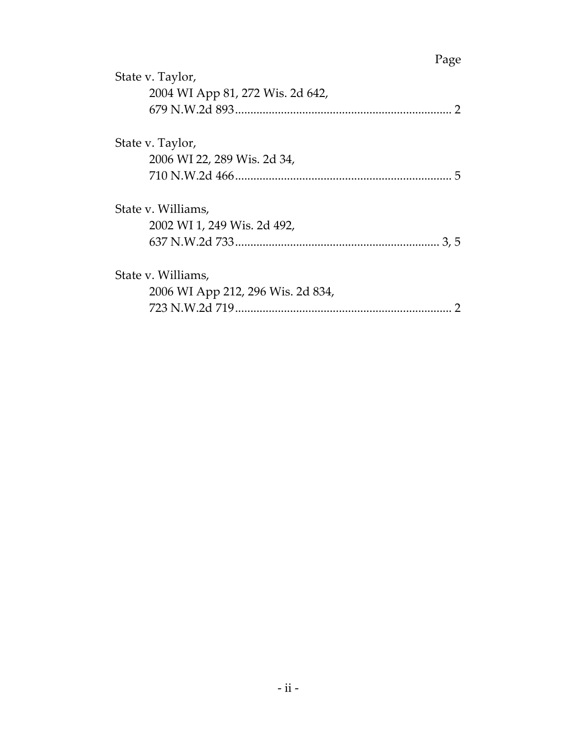Page

State v. Taylor,
2004 WI App 81, 272 Wis. 2d 642,
679 N.W.2d 893........................................................................ 2

State v. Taylor,
2006 WI 22, 289 Wis. 2d 34,
710 N.W.2d 466........................................................................ 5

State v. Williams,
2002 WI 1, 249 Wis. 2d 492,
637 N.W.2d 733.................................................................... 3, 5

State v. Williams,
2006 WI App 212, 296 Wis. 2d 834,
723 N.W.2d 719........................................................................ 2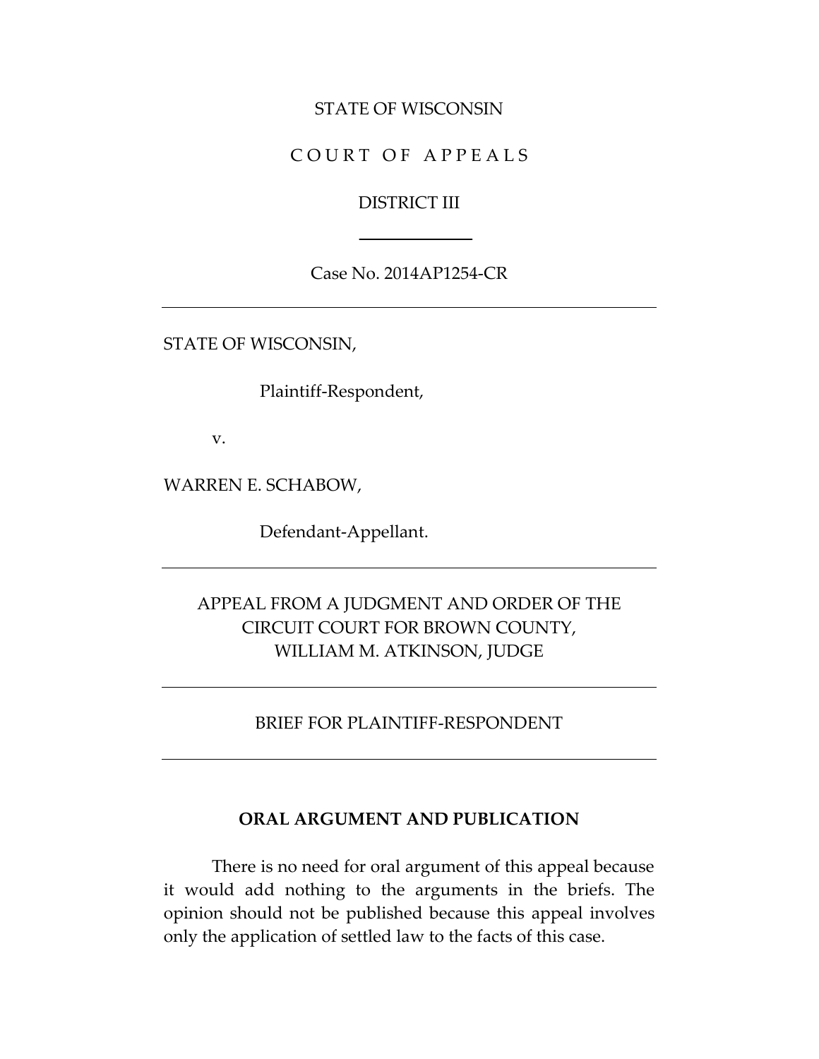STATE OF WISCONSIN

C O U R T O F A P P E A L S

DISTRICT III

---

Case No. 2014AP1254-CR

---

STATE OF WISCONSIN,

Plaintiff-Respondent,

v.

WARREN E. SCHABOW,

Defendant-Appellant.

---

APPEAL FROM A JUDGMENT AND ORDER OF THE CIRCUIT COURT FOR BROWN COUNTY, WILLIAM M. ATKINSON, JUDGE

---

BRIEF FOR PLAINTIFF-RESPONDENT

---

## ORAL ARGUMENT AND PUBLICATION

There is no need for oral argument of this appeal because it would add nothing to the arguments in the briefs. The opinion should not be published because this appeal involves only the application of settled law to the facts of this case.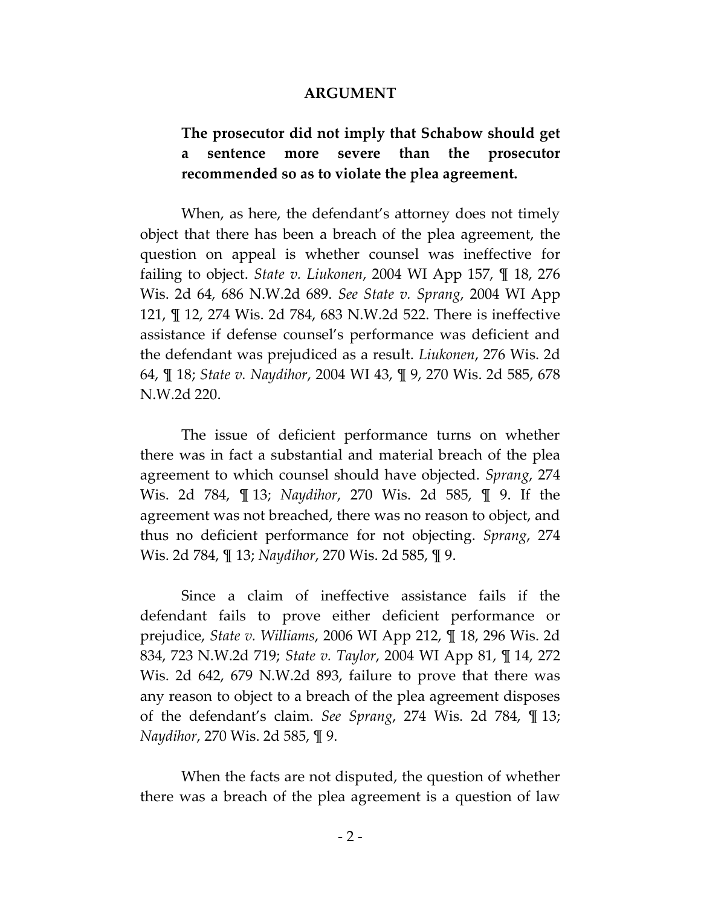## ARGUMENT

**The prosecutor did not imply that Schabow should get a sentence more severe than the prosecutor recommended so as to violate the plea agreement.**

When, as here, the defendant's attorney does not timely object that there has been a breach of the plea agreement, the question on appeal is whether counsel was ineffective for failing to object. *State v. Liukonen*, 2004 WI App 157, ¶ 18, 276 Wis. 2d 64, 686 N.W.2d 689. *See State v. Sprang*, 2004 WI App 121, ¶ 12, 274 Wis. 2d 784, 683 N.W.2d 522. There is ineffective assistance if defense counsel's performance was deficient and the defendant was prejudiced as a result. *Liukonen*, 276 Wis. 2d 64, ¶ 18; *State v. Naydihor*, 2004 WI 43, ¶ 9, 270 Wis. 2d 585, 678 N.W.2d 220.

The issue of deficient performance turns on whether there was in fact a substantial and material breach of the plea agreement to which counsel should have objected. *Sprang*, 274 Wis. 2d 784, ¶ 13; *Naydihor*, 270 Wis. 2d 585, ¶ 9. If the agreement was not breached, there was no reason to object, and thus no deficient performance for not objecting. *Sprang*, 274 Wis. 2d 784, ¶ 13; *Naydihor*, 270 Wis. 2d 585, ¶ 9.

Since a claim of ineffective assistance fails if the defendant fails to prove either deficient performance or prejudice, *State v. Williams*, 2006 WI App 212, ¶ 18, 296 Wis. 2d 834, 723 N.W.2d 719; *State v. Taylor*, 2004 WI App 81, ¶ 14, 272 Wis. 2d 642, 679 N.W.2d 893, failure to prove that there was any reason to object to a breach of the plea agreement disposes of the defendant's claim. *See Sprang*, 274 Wis. 2d 784, ¶ 13; *Naydihor*, 270 Wis. 2d 585, ¶ 9.

When the facts are not disputed, the question of whether there was a breach of the plea agreement is a question of law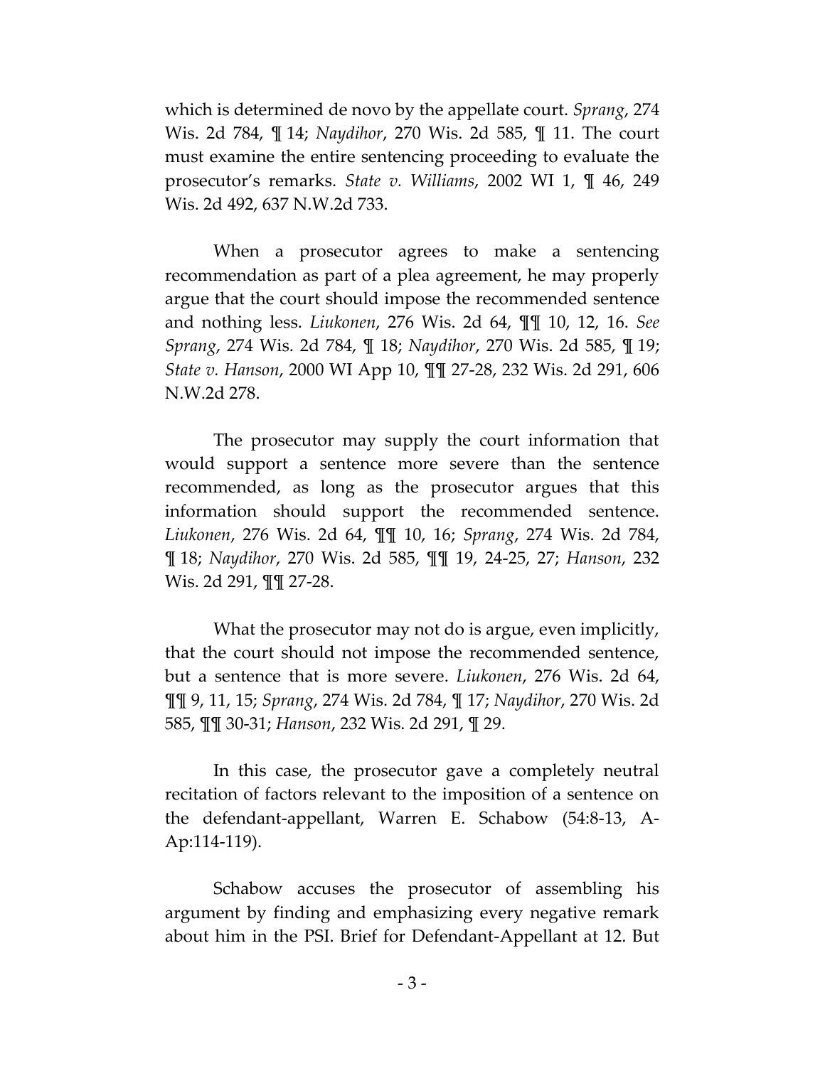which is determined de novo by the appellate court. *Sprang*, 274 Wis. 2d 784, ¶ 14; *Naydihor*, 270 Wis. 2d 585, ¶ 11. The court must examine the entire sentencing proceeding to evaluate the prosecutor's remarks. *State v. Williams*, 2002 WI 1, ¶ 46, 249 Wis. 2d 492, 637 N.W.2d 733.

When a prosecutor agrees to make a sentencing recommendation as part of a plea agreement, he may properly argue that the court should impose the recommended sentence and nothing less. *Liukonen*, 276 Wis. 2d 64, ¶¶ 10, 12, 16. *See Sprang*, 274 Wis. 2d 784, ¶ 18; *Naydihor*, 270 Wis. 2d 585, ¶ 19; *State v. Hanson*, 2000 WI App 10, ¶¶ 27-28, 232 Wis. 2d 291, 606 N.W.2d 278.

The prosecutor may supply the court information that would support a sentence more severe than the sentence recommended, as long as the prosecutor argues that this information should support the recommended sentence. *Liukonen*, 276 Wis. 2d 64, ¶¶ 10, 16; *Sprang*, 274 Wis. 2d 784, ¶ 18; *Naydihor*, 270 Wis. 2d 585, ¶¶ 19, 24-25, 27; *Hanson*, 232 Wis. 2d 291, ¶¶ 27-28.

What the prosecutor may not do is argue, even implicitly, that the court should not impose the recommended sentence, but a sentence that is more severe. *Liukonen*, 276 Wis. 2d 64, ¶¶ 9, 11, 15; *Sprang*, 274 Wis. 2d 784, ¶ 17; *Naydihor*, 270 Wis. 2d 585, ¶¶ 30-31; *Hanson*, 232 Wis. 2d 291, ¶ 29.

In this case, the prosecutor gave a completely neutral recitation of factors relevant to the imposition of a sentence on the defendant-appellant, Warren E. Schabow (54:8-13, A-Ap:114-119).

Schabow accuses the prosecutor of assembling his argument by finding and emphasizing every negative remark about him in the PSI. Brief for Defendant-Appellant at 12. But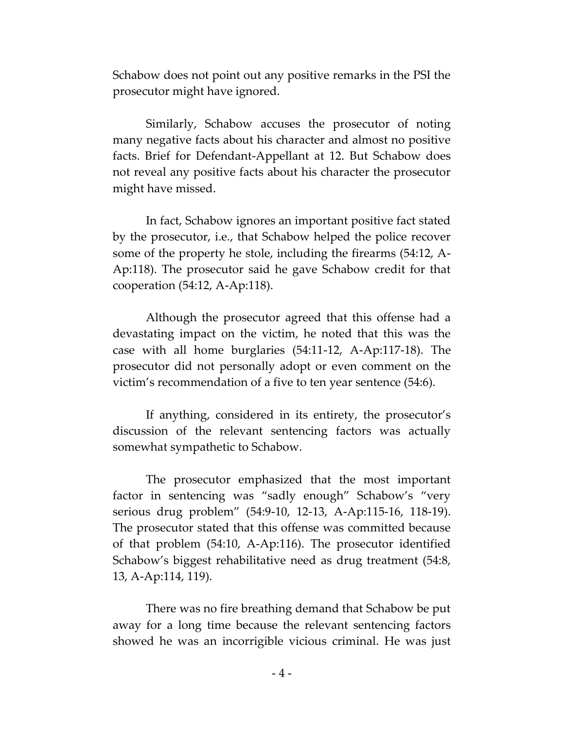Schabow does not point out any positive remarks in the PSI the prosecutor might have ignored.

Similarly, Schabow accuses the prosecutor of noting many negative facts about his character and almost no positive facts. Brief for Defendant-Appellant at 12. But Schabow does not reveal any positive facts about his character the prosecutor might have missed.

In fact, Schabow ignores an important positive fact stated by the prosecutor, i.e., that Schabow helped the police recover some of the property he stole, including the firearms (54:12, A-Ap:118). The prosecutor said he gave Schabow credit for that cooperation (54:12, A-Ap:118).

Although the prosecutor agreed that this offense had a devastating impact on the victim, he noted that this was the case with all home burglaries (54:11-12, A-Ap:117-18). The prosecutor did not personally adopt or even comment on the victim's recommendation of a five to ten year sentence (54:6).

If anything, considered in its entirety, the prosecutor's discussion of the relevant sentencing factors was actually somewhat sympathetic to Schabow.

The prosecutor emphasized that the most important factor in sentencing was "sadly enough" Schabow's "very serious drug problem" (54:9-10, 12-13, A-Ap:115-16, 118-19). The prosecutor stated that this offense was committed because of that problem (54:10, A-Ap:116). The prosecutor identified Schabow's biggest rehabilitative need as drug treatment (54:8, 13, A-Ap:114, 119).

There was no fire breathing demand that Schabow be put away for a long time because the relevant sentencing factors showed he was an incorrigible vicious criminal. He was just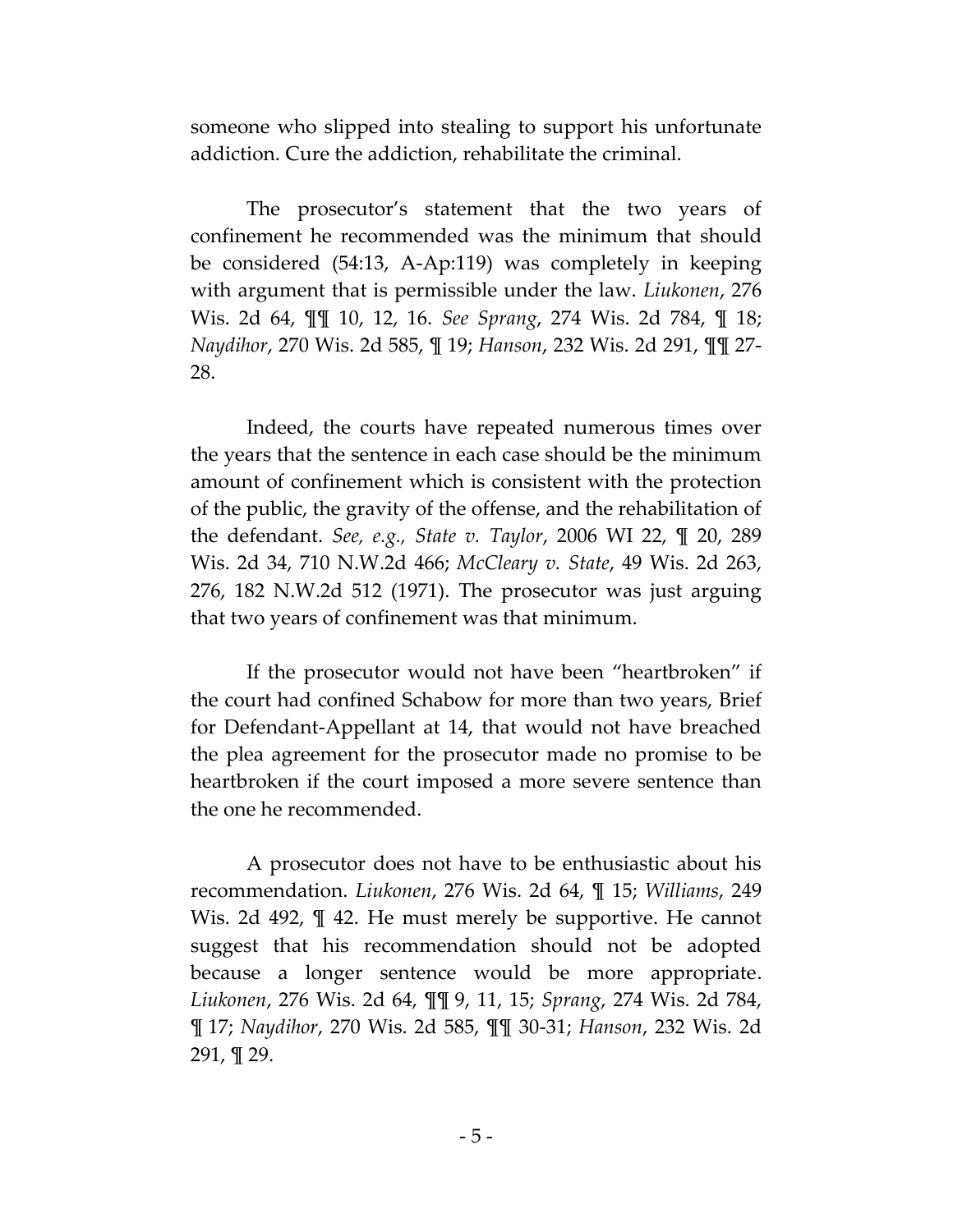someone who slipped into stealing to support his unfortunate addiction. Cure the addiction, rehabilitate the criminal.

The prosecutor's statement that the two years of confinement he recommended was the minimum that should be considered (54:13, A-Ap:119) was completely in keeping with argument that is permissible under the law. *Liukonen*, 276 Wis. 2d 64, ¶¶ 10, 12, 16. *See Sprang*, 274 Wis. 2d 784, ¶ 18; *Naydihor*, 270 Wis. 2d 585, ¶ 19; *Hanson*, 232 Wis. 2d 291, ¶¶ 27-28.

Indeed, the courts have repeated numerous times over the years that the sentence in each case should be the minimum amount of confinement which is consistent with the protection of the public, the gravity of the offense, and the rehabilitation of the defendant. *See, e.g., State v. Taylor*, 2006 WI 22, ¶ 20, 289 Wis. 2d 34, 710 N.W.2d 466; *McCleary v. State*, 49 Wis. 2d 263, 276, 182 N.W.2d 512 (1971). The prosecutor was just arguing that two years of confinement was that minimum.

If the prosecutor would not have been "heartbroken" if the court had confined Schabow for more than two years, Brief for Defendant-Appellant at 14, that would not have breached the plea agreement for the prosecutor made no promise to be heartbroken if the court imposed a more severe sentence than the one he recommended.

A prosecutor does not have to be enthusiastic about his recommendation. *Liukonen*, 276 Wis. 2d 64, ¶ 15; *Williams*, 249 Wis. 2d 492, ¶ 42. He must merely be supportive. He cannot suggest that his recommendation should not be adopted because a longer sentence would be more appropriate. *Liukonen*, 276 Wis. 2d 64, ¶¶ 9, 11, 15; *Sprang*, 274 Wis. 2d 784, ¶ 17; *Naydihor*, 270 Wis. 2d 585, ¶¶ 30-31; *Hanson*, 232 Wis. 2d 291, ¶ 29.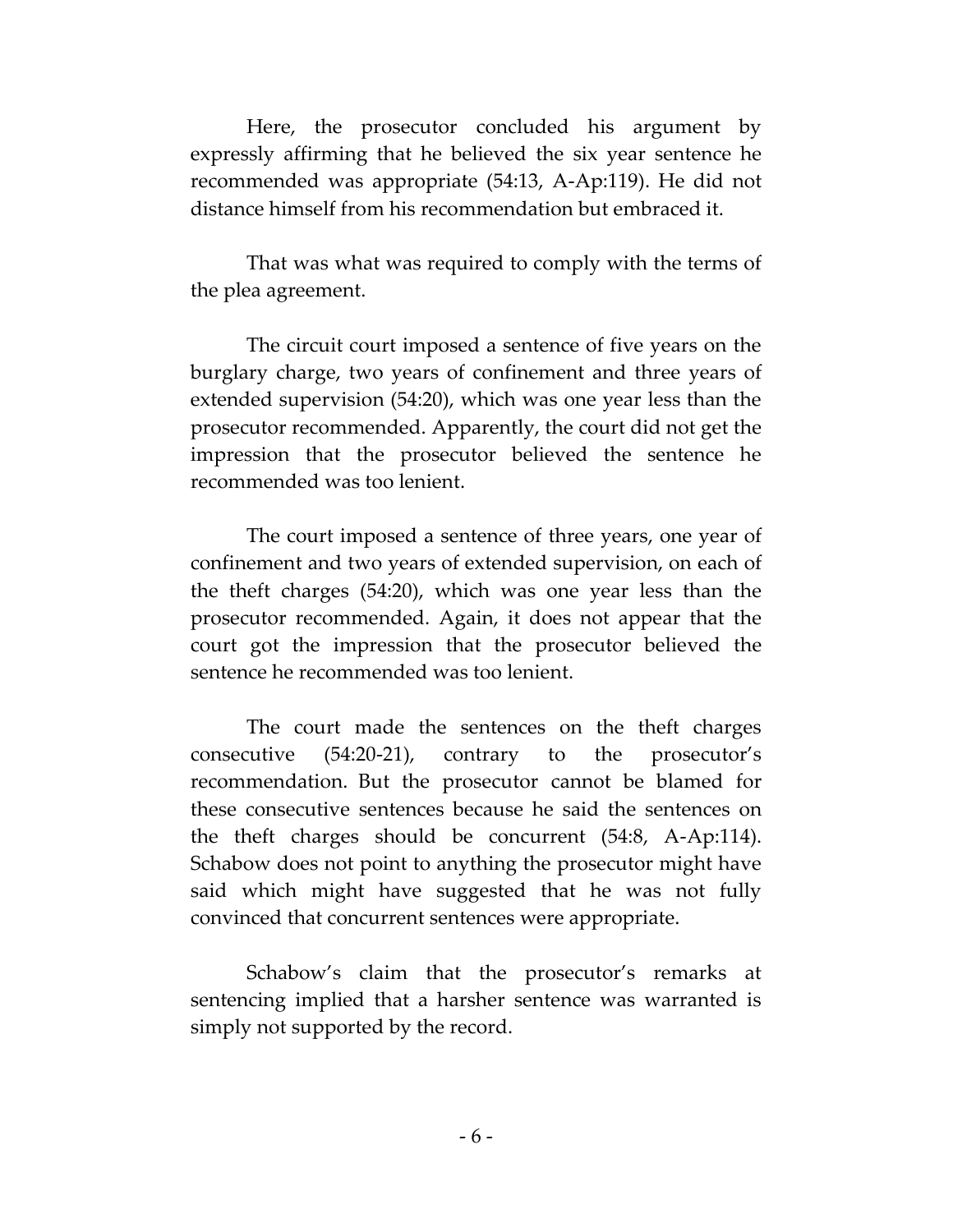Here, the prosecutor concluded his argument by expressly affirming that he believed the six year sentence he recommended was appropriate (54:13, A-Ap:119). He did not distance himself from his recommendation but embraced it.

That was what was required to comply with the terms of the plea agreement.

The circuit court imposed a sentence of five years on the burglary charge, two years of confinement and three years of extended supervision (54:20), which was one year less than the prosecutor recommended. Apparently, the court did not get the impression that the prosecutor believed the sentence he recommended was too lenient.

The court imposed a sentence of three years, one year of confinement and two years of extended supervision, on each of the theft charges (54:20), which was one year less than the prosecutor recommended. Again, it does not appear that the court got the impression that the prosecutor believed the sentence he recommended was too lenient.

The court made the sentences on the theft charges consecutive (54:20-21), contrary to the prosecutor's recommendation. But the prosecutor cannot be blamed for these consecutive sentences because he said the sentences on the theft charges should be concurrent (54:8, A-Ap:114). Schabow does not point to anything the prosecutor might have said which might have suggested that he was not fully convinced that concurrent sentences were appropriate.

Schabow's claim that the prosecutor's remarks at sentencing implied that a harsher sentence was warranted is simply not supported by the record.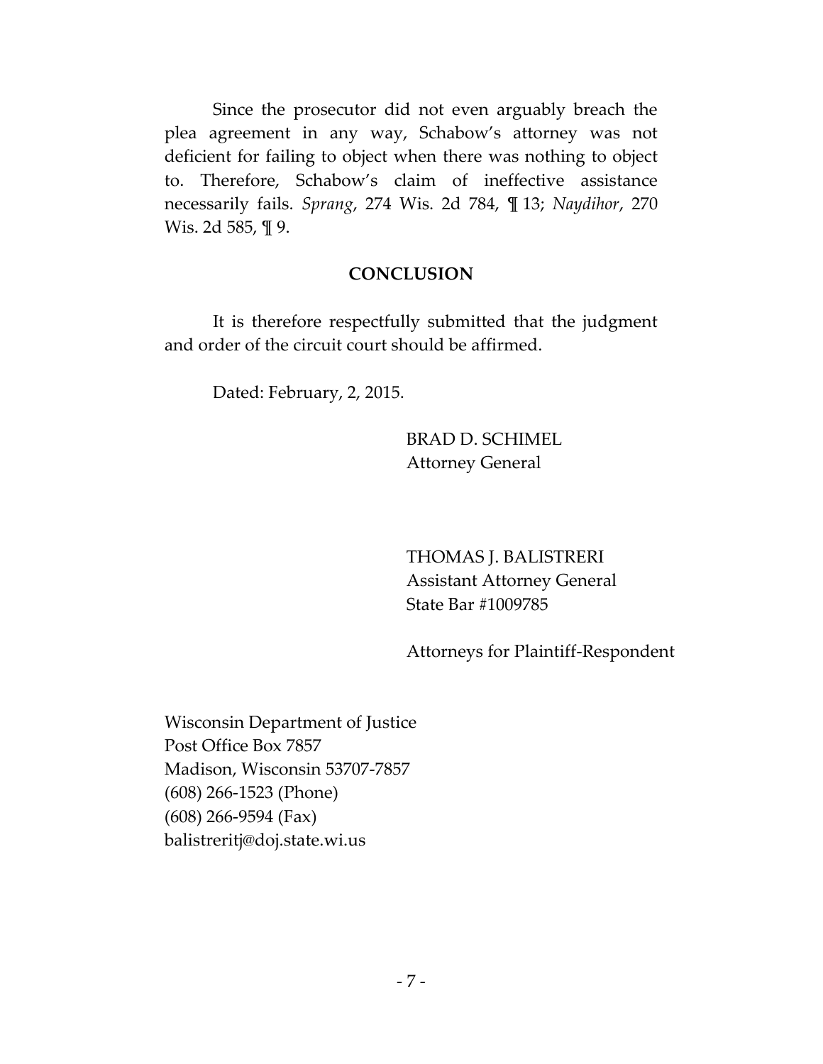Since the prosecutor did not even arguably breach the plea agreement in any way, Schabow's attorney was not deficient for failing to object when there was nothing to object to. Therefore, Schabow's claim of ineffective assistance necessarily fails. *Sprang*, 274 Wis. 2d 784, ¶ 13; *Naydihor*, 270 Wis. 2d 585, ¶ 9.

## CONCLUSION

It is therefore respectfully submitted that the judgment and order of the circuit court should be affirmed.

Dated: February, 2, 2015.

BRAD D. SCHIMEL
Attorney General

THOMAS J. BALISTRERI
Assistant Attorney General
State Bar #1009785

Attorneys for Plaintiff-Respondent

Wisconsin Department of Justice
Post Office Box 7857
Madison, Wisconsin 53707-7857
(608) 266-1523 (Phone)
(608) 266-9594 (Fax)
balistreritj@doj.state.wi.us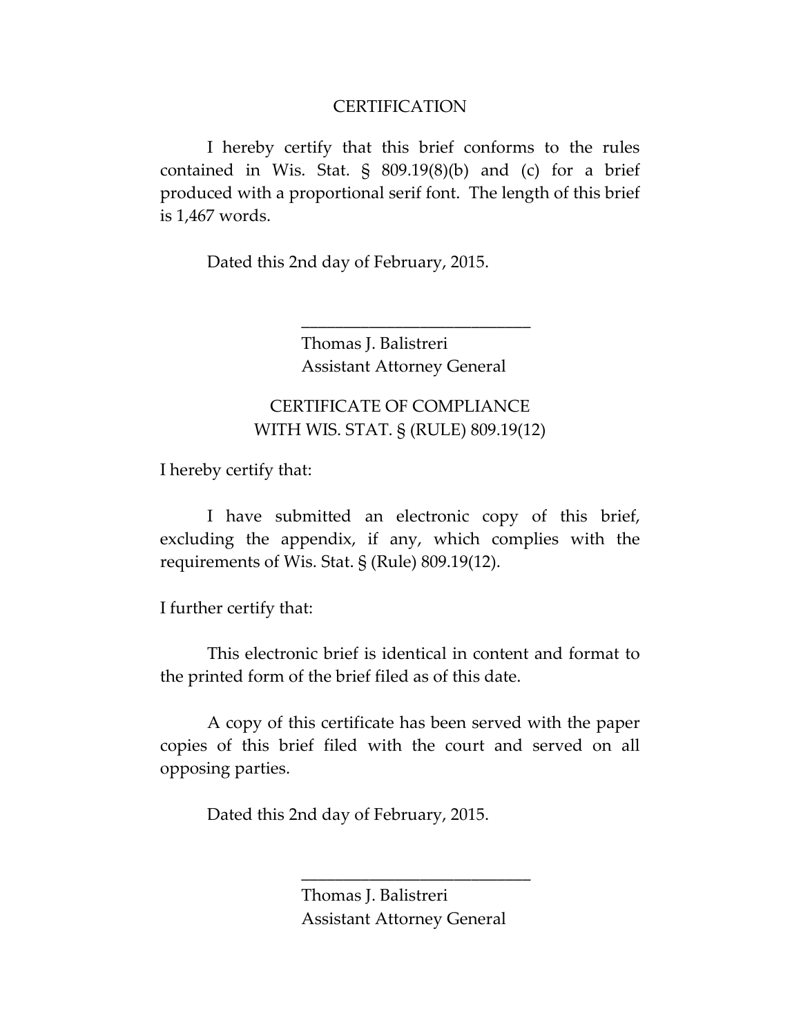## CERTIFICATION

I hereby certify that this brief conforms to the rules contained in Wis. Stat. § 809.19(8)(b) and (c) for a brief produced with a proportional serif font. The length of this brief is 1,467 words.

Dated this 2nd day of February, 2015.

\_\_\_\_\_\_\_\_\_\_\_\_\_\_\_\_\_\_\_\_\_\_\_\_\_\_\_\_

Thomas J. Balistreri
Assistant Attorney General

## CERTIFICATE OF COMPLIANCE WITH WIS. STAT. § (RULE) 809.19(12)

I hereby certify that:

I have submitted an electronic copy of this brief, excluding the appendix, if any, which complies with the requirements of Wis. Stat. § (Rule) 809.19(12).

I further certify that:

This electronic brief is identical in content and format to the printed form of the brief filed as of this date.

A copy of this certificate has been served with the paper copies of this brief filed with the court and served on all opposing parties.

Dated this 2nd day of February, 2015.

\_\_\_\_\_\_\_\_\_\_\_\_\_\_\_\_\_\_\_\_\_\_\_\_\_\_\_\_

Thomas J. Balistreri
Assistant Attorney General